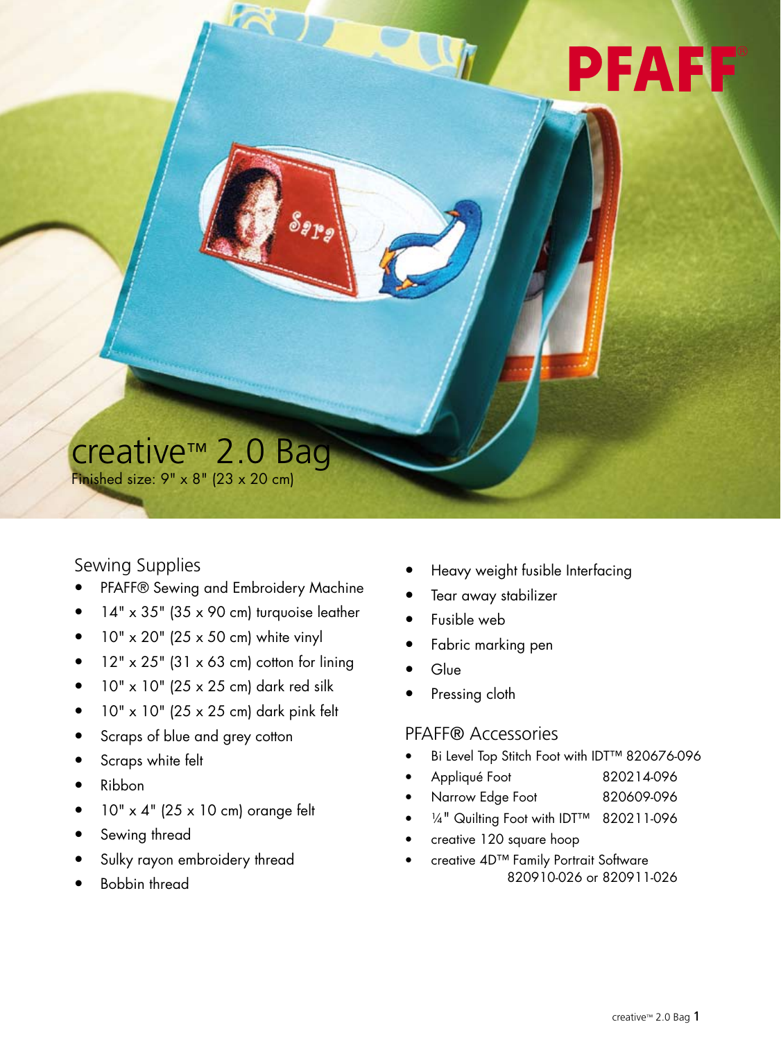# creative™ 2.0 Bag

Finished size: 9" x 8" (23 x 20 cm)

## Sewing Supplies

- PFAFF® Sewing and Embroidery Machine
- 14" x 35" (35 x 90 cm) turquoise leather
- 10" x 20" (25 x 50 cm) white vinyl
- 12" x 25" (31 x 63 cm) cotton for lining
- 10" x 10" (25 x 25 cm) dark red silk
- 10" x 10" (25 x 25 cm) dark pink felt
- Scraps of blue and grey cotton
- Scraps white felt
- Ribbon
- 10" x 4" (25 x 10 cm) orange felt
- Sewing thread
- Sulky rayon embroidery thread
- Bobbin thread
- Heavy weight fusible Interfacing
- Tear away stabilizer
- Fusible web
- Fabric marking pen
- Glue
- Pressing cloth

## PFAFF® Accessories

- Bi Level Top Stitch Foot with IDT™ 820676-096
- Appliqué Foot 820214-096
- Narrow Edge Foot 820609-096
- ¼" Quilting Foot with IDT™ 820211-096
- creative 120 square hoop
- creative 4D™ Family Portrait Software 820910-026 or 820911-026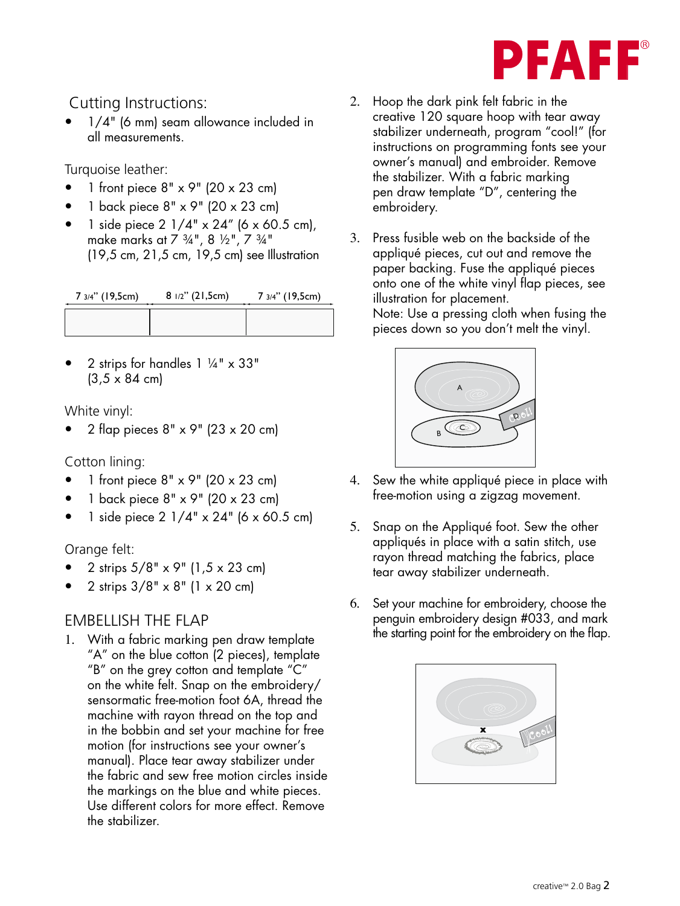## Cutting Instructions:

- 1/4" (6 mm) seam allowance included in all measurements.

Turquoise leather:

- 1 front piece 8" x 9" (20 x 23 cm)
- 1 back piece 8" x 9" (20 x 23 cm)
- 1 side piece 2 1/4" x 24" (6 x 60.5 cm), make marks at 7 ¾", 8 ½", 7 ¾" (19,5 cm, 21,5 cm, 19,5 cm) see Illustration

| 7 3/4" (19,5cm) | 8 1/2" (21,5cm) | 7 3/4" (19,5cm) |
| --- | --- | --- |
| | | |

- 2 strips for handles 1 ¼" x 33" (3,5 x 84 cm)

White vinyl:

- 2 flap pieces 8" x 9" (23 x 20 cm)

Cotton lining:

- 1 front piece 8" x 9" (20 x 23 cm)
- 1 back piece 8" x 9" (20 x 23 cm)
- 1 side piece 2 1/4" x 24" (6 x 60.5 cm)

Orange felt:

- 2 strips 5/8" x 9" (1,5 x 23 cm)
- 2 strips 3/8" x 8" (1 x 20 cm)

## EMBELLISH THE FLAP

1. With a fabric marking pen draw template "A" on the blue cotton (2 pieces), template "B" on the grey cotton and template "C" on the white felt. Snap on the embroidery/sensormatic free-motion foot 6A, thread the machine with rayon thread on the top and in the bobbin and set your machine for free motion (for instructions see your owner's manual). Place tear away stabilizer under the fabric and sew free motion circles inside the markings on the blue and white pieces. Use different colors for more effect. Remove the stabilizer.

2. Hoop the dark pink felt fabric in the creative 120 square hoop with tear away stabilizer underneath, program "cool!" (for instructions on programming fonts see your owner's manual) and embroider. Remove the stabilizer. With a fabric marking pen draw template "D", centering the embroidery.

3. Press fusible web on the backside of the appliqué pieces, cut out and remove the paper backing. Fuse the appliqué pieces onto one of the white vinyl flap pieces, see illustration for placement.
   Note: Use a pressing cloth when fusing the pieces down so you don't melt the vinyl.

4. Sew the white appliqué piece in place with free-motion using a zigzag movement.

5. Snap on the Appliqué foot. Sew the other appliqués in place with a satin stitch, use rayon thread matching the fabrics, place tear away stabilizer underneath.

6. Set your machine for embroidery, choose the penguin embroidery design #033, and mark the starting point for the embroidery on the flap.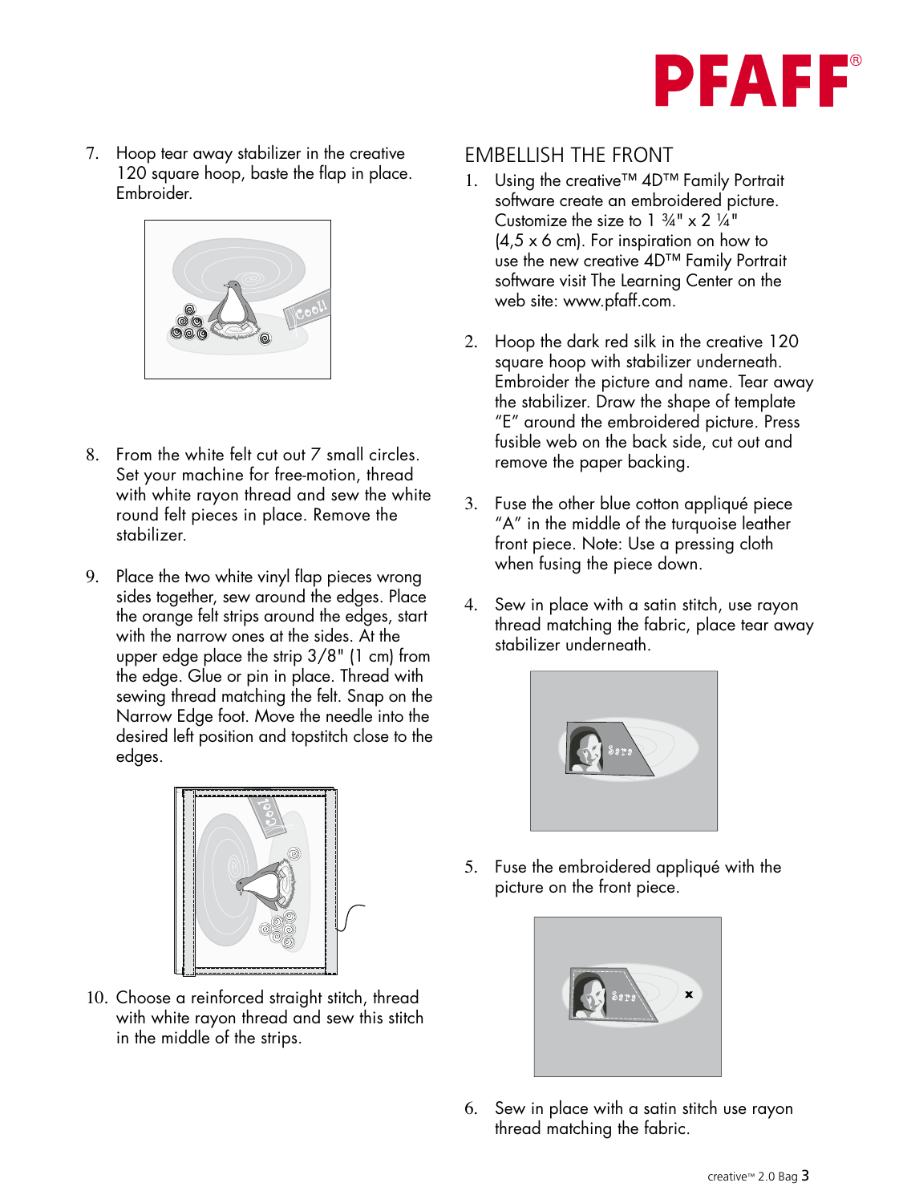7. Hoop tear away stabilizer in the creative 120 square hoop, baste the flap in place. Embroider.

8. From the white felt cut out 7 small circles. Set your machine for free-motion, thread with white rayon thread and sew the white round felt pieces in place. Remove the stabilizer.

9. Place the two white vinyl flap pieces wrong sides together, sew around the edges. Place the orange felt strips around the edges, start with the narrow ones at the sides. At the upper edge place the strip 3/8" (1 cm) from the edge. Glue or pin in place. Thread with sewing thread matching the felt. Snap on the Narrow Edge foot. Move the needle into the desired left position and topstitch close to the edges.

10. Choose a reinforced straight stitch, thread with white rayon thread and sew this stitch in the middle of the strips.

## EMBELLISH THE FRONT

1. Using the creative™ 4D™ Family Portrait software create an embroidered picture. Customize the size to 1 ¾" x 2 ¼" (4,5 x 6 cm). For inspiration on how to use the new creative 4D™ Family Portrait software visit The Learning Center on the web site: www.pfaff.com.

2. Hoop the dark red silk in the creative 120 square hoop with stabilizer underneath. Embroider the picture and name. Tear away the stabilizer. Draw the shape of template "E" around the embroidered picture. Press fusible web on the back side, cut out and remove the paper backing.

3. Fuse the other blue cotton appliqué piece "A" in the middle of the turquoise leather front piece. Note: Use a pressing cloth when fusing the piece down.

4. Sew in place with a satin stitch, use rayon thread matching the fabric, place tear away stabilizer underneath.

5. Fuse the embroidered appliqué with the picture on the front piece.

6. Sew in place with a satin stitch use rayon thread matching the fabric.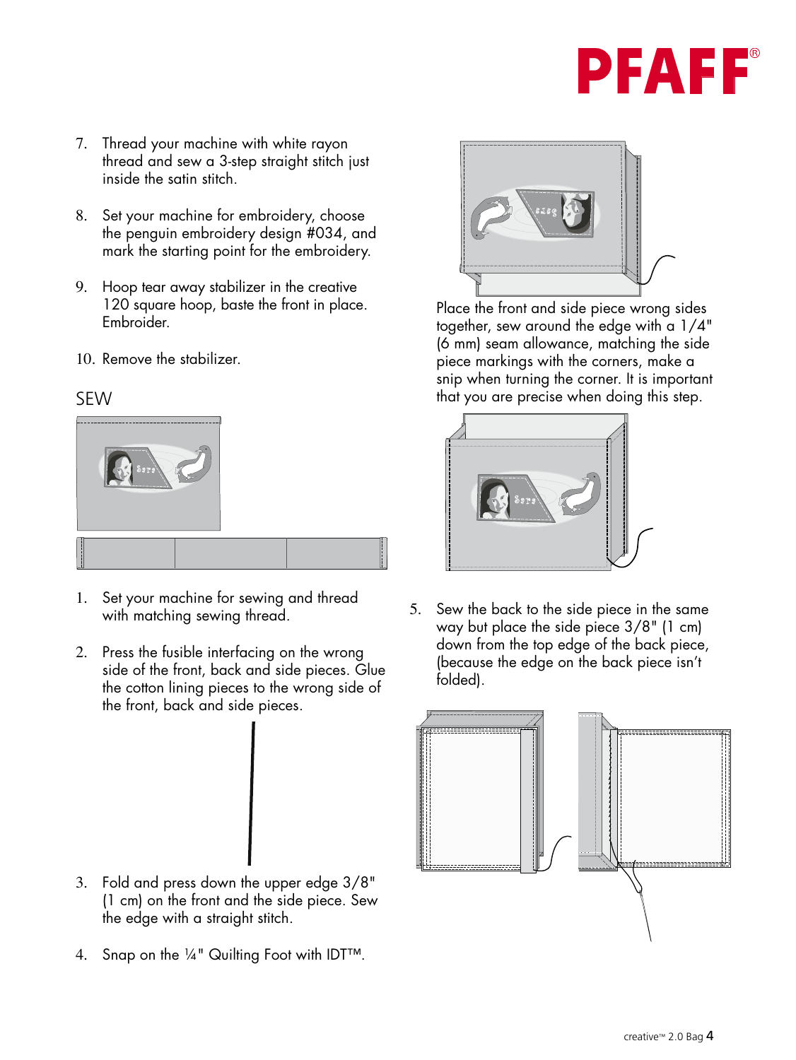7. Thread your machine with white rayon thread and sew a 3-step straight stitch just inside the satin stitch.

8. Set your machine for embroidery, choose the penguin embroidery design #034, and mark the starting point for the embroidery.

9. Hoop tear away stabilizer in the creative 120 square hoop, baste the front in place. Embroider.

10. Remove the stabilizer.

## SEW

1. Set your machine for sewing and thread with matching sewing thread.

2. Press the fusible interfacing on the wrong side of the front, back and side pieces. Glue the cotton lining pieces to the wrong side of the front, back and side pieces.

3. Fold and press down the upper edge 3/8" (1 cm) on the front and the side piece. Sew the edge with a straight stitch.

4. Snap on the ¼" Quilting Foot with IDT™.

Place the front and side piece wrong sides together, sew around the edge with a 1/4" (6 mm) seam allowance, matching the side piece markings with the corners, make a snip when turning the corner. It is important that you are precise when doing this step.

5. Sew the back to the side piece in the same way but place the side piece 3/8" (1 cm) down from the top edge of the back piece, (because the edge on the back piece isn't folded).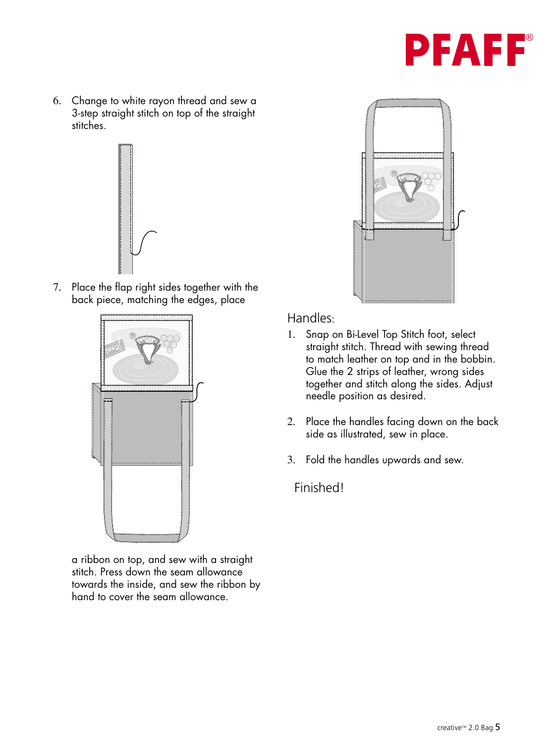6. Change to white rayon thread and sew a 3-step straight stitch on top of the straight stitches.

7. Place the flap right sides together with the back piece, matching the edges, place a ribbon on top, and sew with a straight stitch. Press down the seam allowance towards the inside, and sew the ribbon by hand to cover the seam allowance.

## Handles:

1. Snap on Bi-Level Top Stitch foot, select straight stitch. Thread with sewing thread to match leather on top and in the bobbin. Glue the 2 strips of leather, wrong sides together and stitch along the sides. Adjust needle position as desired.

2. Place the handles facing down on the back side as illustrated, sew in place.

3. Fold the handles upwards and sew.

Finished!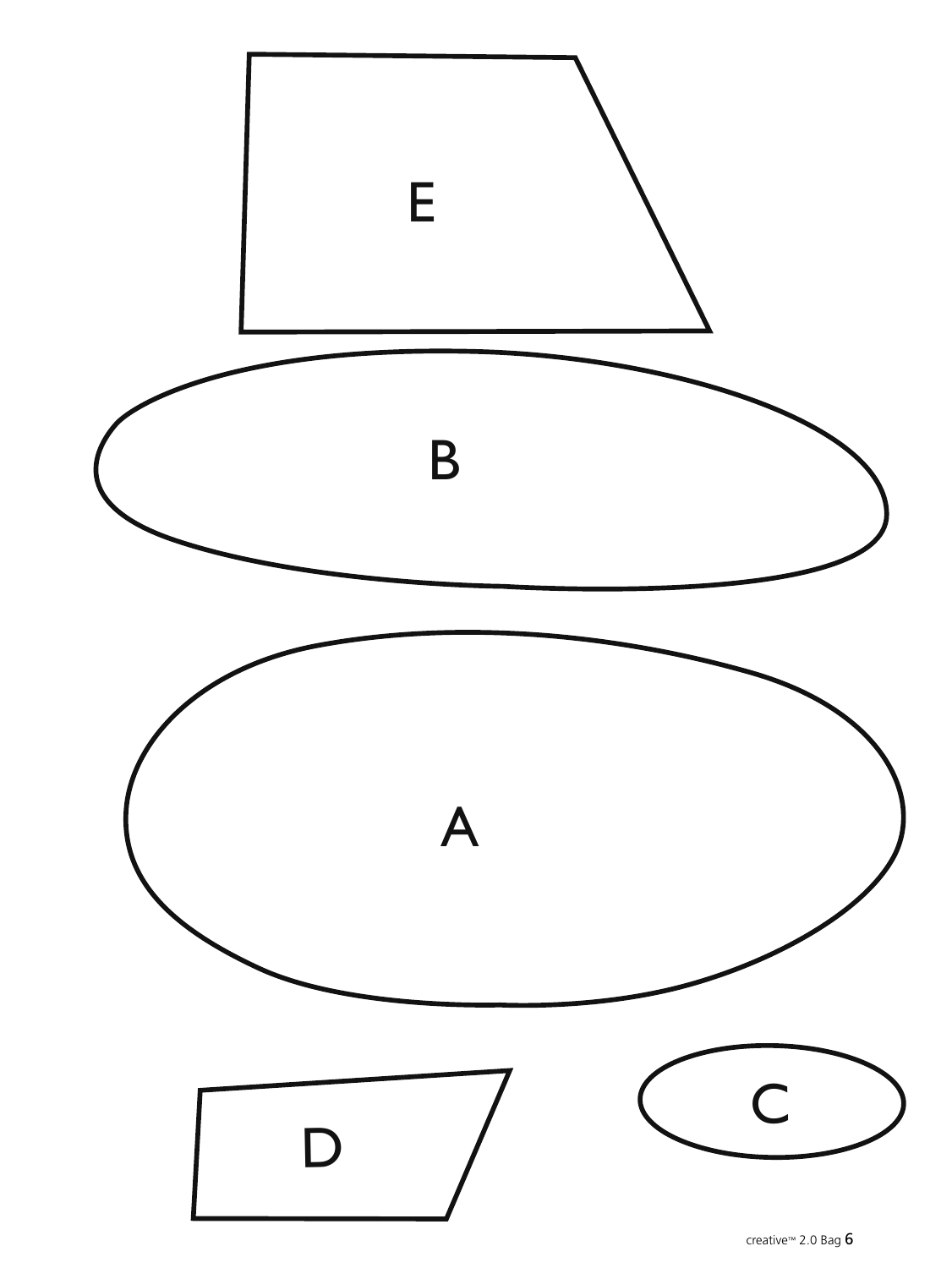E

B

A

D

C